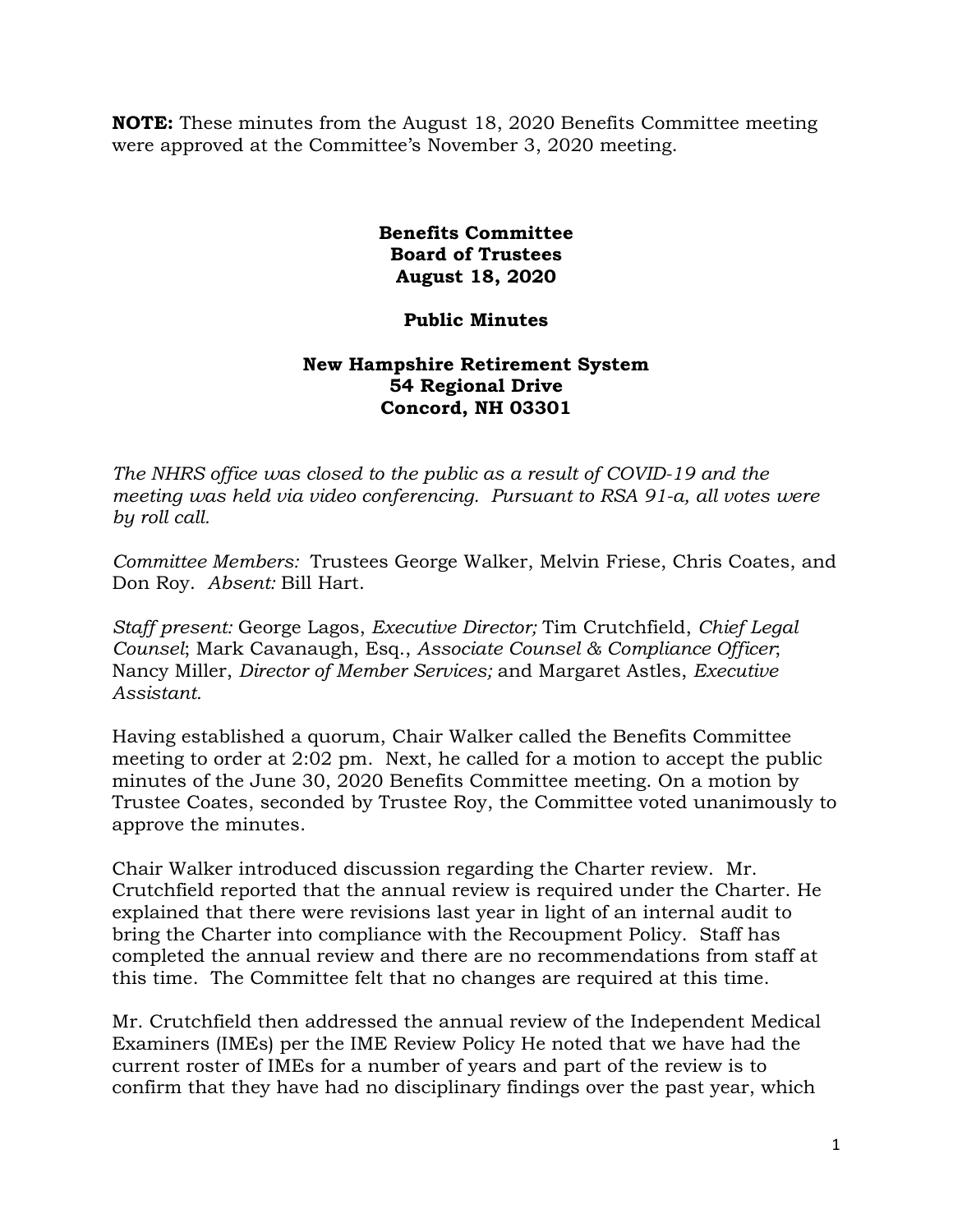**NOTE:** These minutes from the August 18, 2020 Benefits Committee meeting were approved at the Committee's November 3, 2020 meeting.

**Benefits Committee**
**Board of Trustees**
**August 18, 2020**

**Public Minutes**

**New Hampshire Retirement System**
**54 Regional Drive**
**Concord, NH 03301**

*The NHRS office was closed to the public as a result of COVID-19 and the meeting was held via video conferencing. Pursuant to RSA 91-a, all votes were by roll call.*

*Committee Members:* Trustees George Walker, Melvin Friese, Chris Coates, and Don Roy. *Absent:* Bill Hart.

*Staff present:* George Lagos, *Executive Director;* Tim Crutchfield, *Chief Legal Counsel*; Mark Cavanaugh, Esq., *Associate Counsel & Compliance Officer*; Nancy Miller, *Director of Member Services;* and Margaret Astles, *Executive Assistant.*

Having established a quorum, Chair Walker called the Benefits Committee meeting to order at 2:02 pm. Next, he called for a motion to accept the public minutes of the June 30, 2020 Benefits Committee meeting. On a motion by Trustee Coates, seconded by Trustee Roy, the Committee voted unanimously to approve the minutes.

Chair Walker introduced discussion regarding the Charter review. Mr. Crutchfield reported that the annual review is required under the Charter. He explained that there were revisions last year in light of an internal audit to bring the Charter into compliance with the Recoupment Policy. Staff has completed the annual review and there are no recommendations from staff at this time. The Committee felt that no changes are required at this time.

Mr. Crutchfield then addressed the annual review of the Independent Medical Examiners (IMEs) per the IME Review Policy He noted that we have had the current roster of IMEs for a number of years and part of the review is to confirm that they have had no disciplinary findings over the past year, which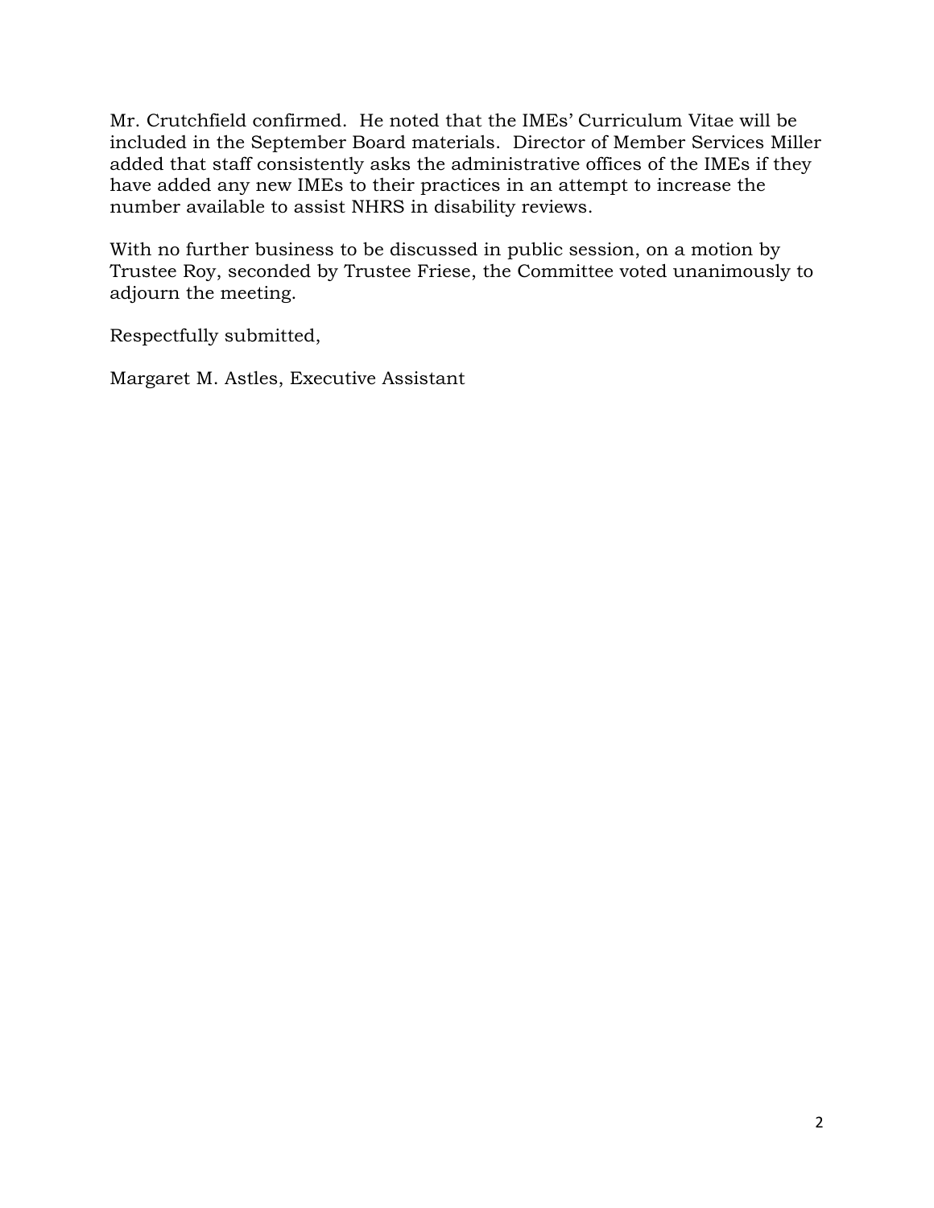Mr. Crutchfield confirmed. He noted that the IMEs' Curriculum Vitae will be included in the September Board materials. Director of Member Services Miller added that staff consistently asks the administrative offices of the IMEs if they have added any new IMEs to their practices in an attempt to increase the number available to assist NHRS in disability reviews.

With no further business to be discussed in public session, on a motion by Trustee Roy, seconded by Trustee Friese, the Committee voted unanimously to adjourn the meeting.

Respectfully submitted,

Margaret M. Astles, Executive Assistant